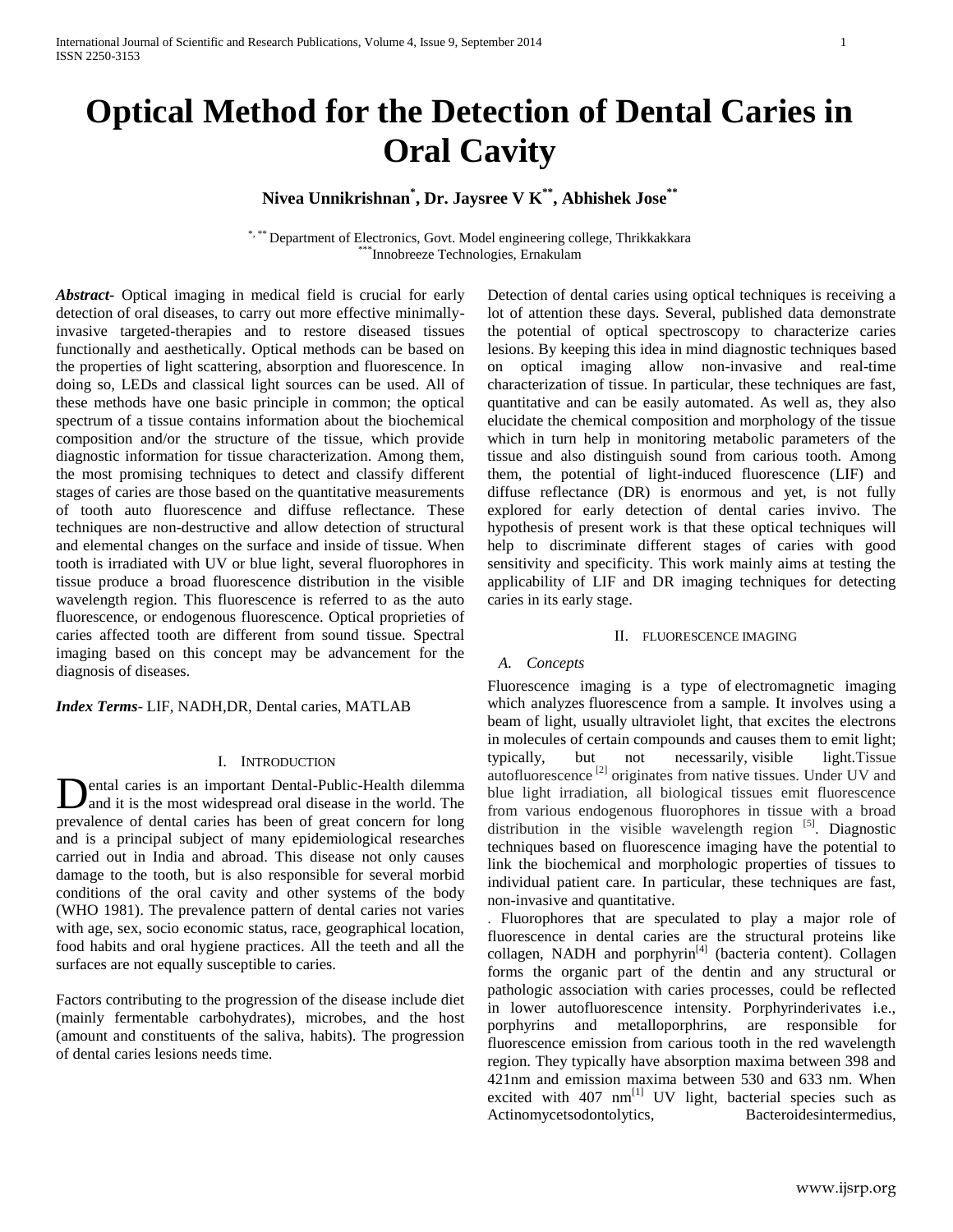# Optical Method for the Detection of Dental Caries in Oral Cavity

**Nivea Unnikrishnan[*], Dr. Jaysree V K[**], Abhishek Jose[**]**

[*, **] Department of Electronics, Govt. Model engineering college, Thrikkakkara
[***] Innobreeze Technologies, Ernakulam

***Abstract*-** Optical imaging in medical field is crucial for early detection of oral diseases, to carry out more effective minimally-invasive targeted-therapies and to restore diseased tissues functionally and aesthetically. Optical methods can be based on the properties of light scattering, absorption and fluorescence. In doing so, LEDs and classical light sources can be used. All of these methods have one basic principle in common; the optical spectrum of a tissue contains information about the biochemical composition and/or the structure of the tissue, which provide diagnostic information for tissue characterization. Among them, the most promising techniques to detect and classify different stages of caries are those based on the quantitative measurements of tooth auto fluorescence and diffuse reflectance. These techniques are non-destructive and allow detection of structural and elemental changes on the surface and inside of tissue. When tooth is irradiated with UV or blue light, several fluorophores in tissue produce a broad fluorescence distribution in the visible wavelength region. This fluorescence is referred to as the auto fluorescence, or endogenous fluorescence. Optical proprieties of caries affected tooth are different from sound tissue. Spectral imaging based on this concept may be advancement for the diagnosis of diseases.

***Index Terms*-** LIF, NADH,DR, Dental caries, MATLAB

## I. Introduction

Dental caries is an important Dental-Public-Health dilemma and it is the most widespread oral disease in the world. The prevalence of dental caries has been of great concern for long and is a principal subject of many epidemiological researches carried out in India and abroad. This disease not only causes damage to the tooth, but is also responsible for several morbid conditions of the oral cavity and other systems of the body (WHO 1981). The prevalence pattern of dental caries not varies with age, sex, socio economic status, race, geographical location, food habits and oral hygiene practices. All the teeth and all the surfaces are not equally susceptible to caries.

Factors contributing to the progression of the disease include diet (mainly fermentable carbohydrates), microbes, and the host (amount and constituents of the saliva, habits). The progression of dental caries lesions needs time.

Detection of dental caries using optical techniques is receiving a lot of attention these days. Several, published data demonstrate the potential of optical spectroscopy to characterize caries lesions. By keeping this idea in mind diagnostic techniques based on optical imaging allow non-invasive and real-time characterization of tissue. In particular, these techniques are fast, quantitative and can be easily automated. As well as, they also elucidate the chemical composition and morphology of the tissue which in turn help in monitoring metabolic parameters of the tissue and also distinguish sound from carious tooth. Among them, the potential of light-induced fluorescence (LIF) and diffuse reflectance (DR) is enormous and yet, is not fully explored for early detection of dental caries invivo. The hypothesis of present work is that these optical techniques will help to discriminate different stages of caries with good sensitivity and specificity. This work mainly aims at testing the applicability of LIF and DR imaging techniques for detecting caries in its early stage.

## II. Fluorescence Imaging

### *A. Concepts*

Fluorescence imaging is a type of electromagnetic imaging which analyzes fluorescence from a sample. It involves using a beam of light, usually ultraviolet light, that excites the electrons in molecules of certain compounds and causes them to emit light; typically, but not necessarily, visible light.Tissue autofluorescence [2] originates from native tissues. Under UV and blue light irradiation, all biological tissues emit fluorescence from various endogenous fluorophores in tissue with a broad distribution in the visible wavelength region [5]. Diagnostic techniques based on fluorescence imaging have the potential to link the biochemical and morphologic properties of tissues to individual patient care. In particular, these techniques are fast, non-invasive and quantitative.

. Fluorophores that are speculated to play a major role of fluorescence in dental caries are the structural proteins like collagen, NADH and porphyrin[4] (bacteria content). Collagen forms the organic part of the dentin and any structural or pathologic association with caries processes, could be reflected in lower autofluorescence intensity. Porphyrinderivates i.e., porphyrins and metalloporphrins, are responsible for fluorescence emission from carious tooth in the red wavelength region. They typically have absorption maxima between 398 and 421nm and emission maxima between 530 and 633 nm. When excited with 407 nm[1] UV light, bacterial species such as Actinomycetsodontolytics, Bacteroidesintermedius,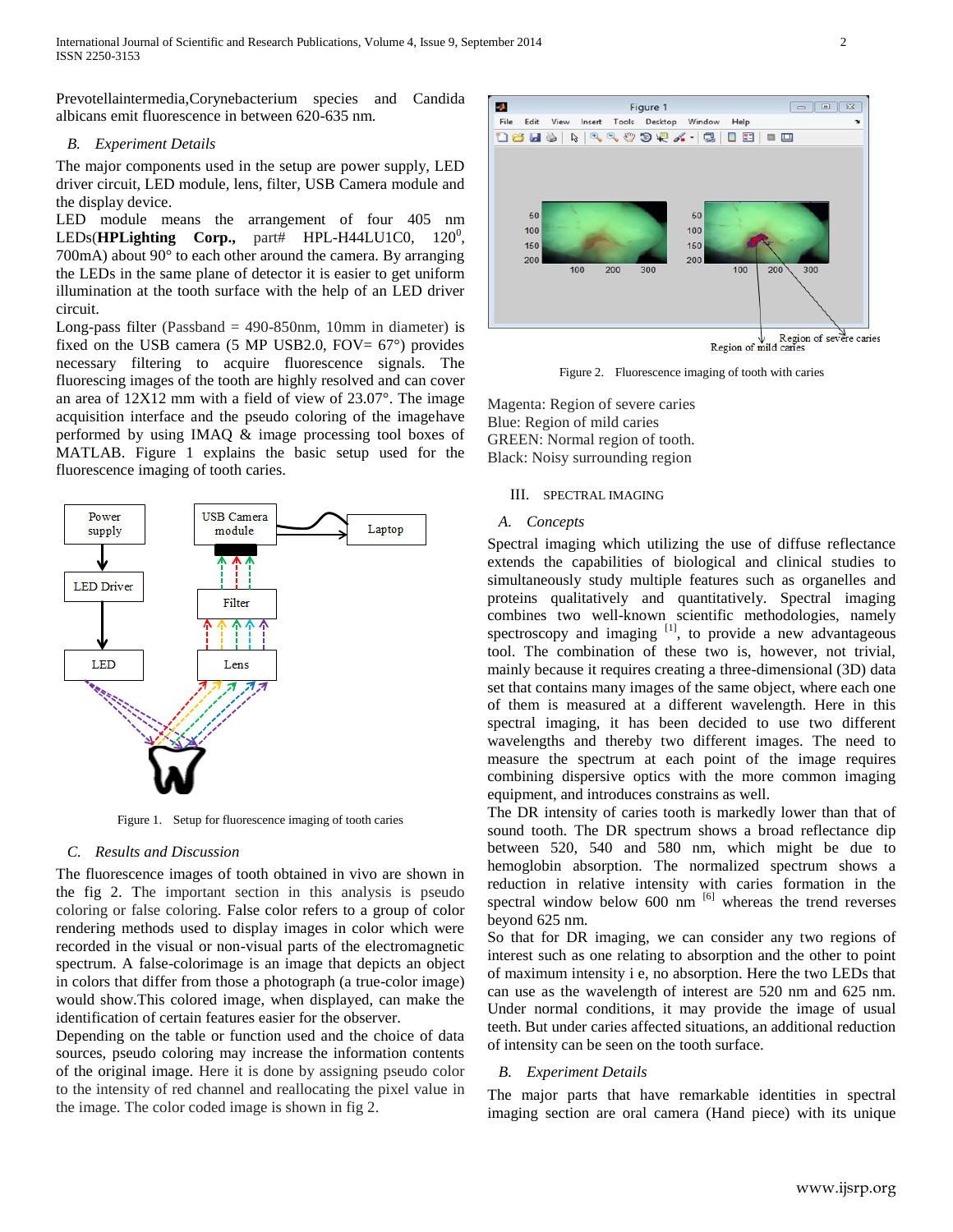Prevotellaintermedia,Corynebacterium species and Candida albicans emit fluorescence in between 620-635 nm.

### B. Experiment Details

The major components used in the setup are power supply, LED driver circuit, LED module, lens, filter, USB Camera module and the display device.

LED module means the arrangement of four 405 nm LEDs(**HPLighting Corp.,** part# HPL-H44LU1C0, 120$^0$, 700mA) about 90° to each other around the camera. By arranging the LEDs in the same plane of detector it is easier to get uniform illumination at the tooth surface with the help of an LED driver circuit.

Long-pass filter (Passband = 490-850nm, 10mm in diameter) is fixed on the USB camera (5 MP USB2.0, FOV= 67°) provides necessary filtering to acquire fluorescence signals. The fluorescing images of the tooth are highly resolved and can cover an area of 12X12 mm with a field of view of 23.07°. The image acquisition interface and the pseudo coloring of the imagehave performed by using IMAQ & image processing tool boxes of MATLAB. Figure 1 explains the basic setup used for the fluorescence imaging of tooth caries.

Figure 1. Setup for fluorescence imaging of tooth caries

### C. Results and Discussion

The fluorescence images of tooth obtained in vivo are shown in the fig 2. The important section in this analysis is pseudo coloring or false coloring. False color refers to a group of color rendering methods used to display images in color which were recorded in the visual or non-visual parts of the electromagnetic spectrum. A false-colorimage is an image that depicts an object in colors that differ from those a photograph (a true-color image) would show.This colored image, when displayed, can make the identification of certain features easier for the observer.

Depending on the table or function used and the choice of data sources, pseudo coloring may increase the information contents of the original image. Here it is done by assigning pseudo color to the intensity of red channel and reallocating the pixel value in the image. The color coded image is shown in fig 2.

Figure 2. Fluorescence imaging of tooth with caries

Magenta: Region of severe caries
Blue: Region of mild caries
GREEN: Normal region of tooth.
Black: Noisy surrounding region

## III. SPECTRAL IMAGING

### A. Concepts

Spectral imaging which utilizing the use of diffuse reflectance extends the capabilities of biological and clinical studies to simultaneously study multiple features such as organelles and proteins qualitatively and quantitatively. Spectral imaging combines two well-known scientific methodologies, namely spectroscopy and imaging [1], to provide a new advantageous tool. The combination of these two is, however, not trivial, mainly because it requires creating a three-dimensional (3D) data set that contains many images of the same object, where each one of them is measured at a different wavelength. Here in this spectral imaging, it has been decided to use two different wavelengths and thereby two different images. The need to measure the spectrum at each point of the image requires combining dispersive optics with the more common imaging equipment, and introduces constrains as well.

The DR intensity of caries tooth is markedly lower than that of sound tooth. The DR spectrum shows a broad reflectance dip between 520, 540 and 580 nm, which might be due to hemoglobin absorption. The normalized spectrum shows a reduction in relative intensity with caries formation in the spectral window below 600 nm [6] whereas the trend reverses beyond 625 nm.

So that for DR imaging, we can consider any two regions of interest such as one relating to absorption and the other to point of maximum intensity i e, no absorption. Here the two LEDs that can use as the wavelength of interest are 520 nm and 625 nm. Under normal conditions, it may provide the image of usual teeth. But under caries affected situations, an additional reduction of intensity can be seen on the tooth surface.

### B. Experiment Details

The major parts that have remarkable identities in spectral imaging section are oral camera (Hand piece) with its unique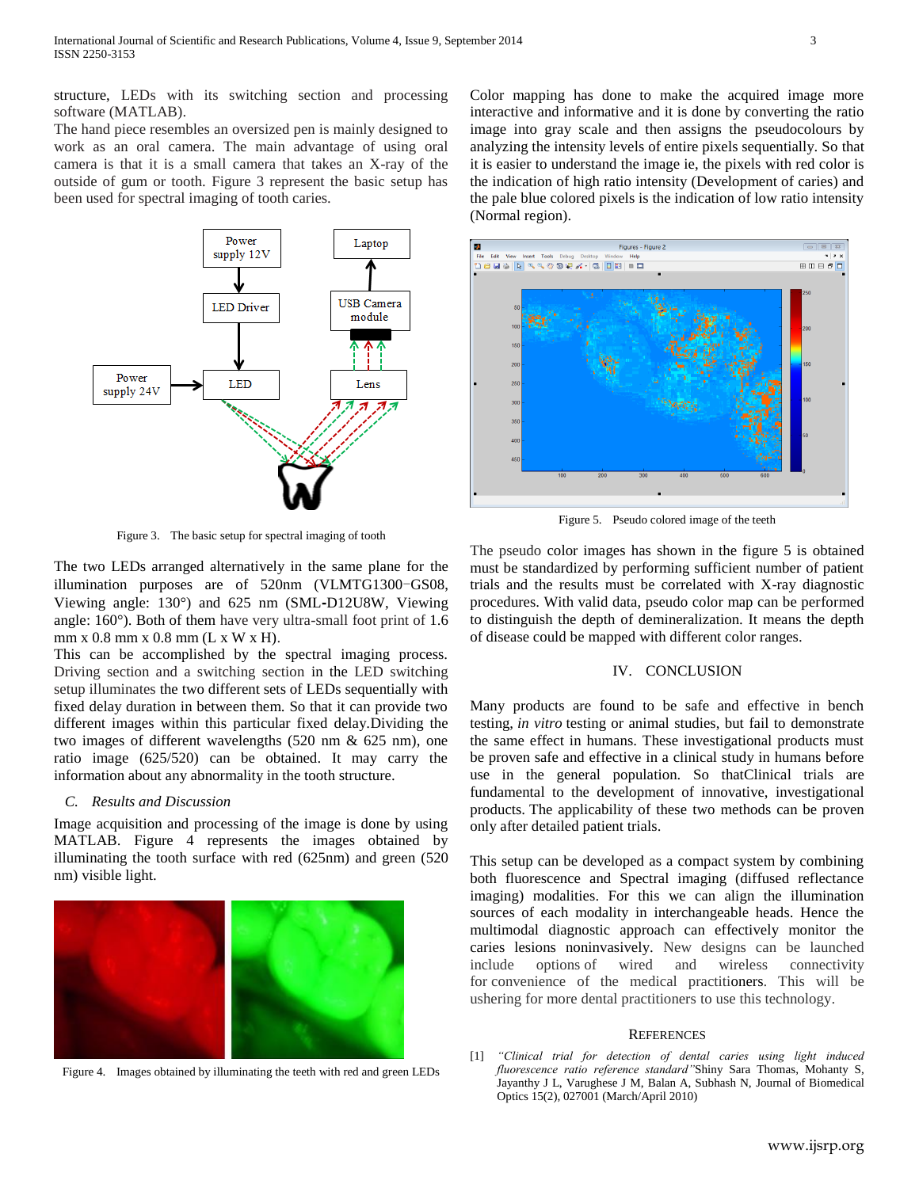structure, LEDs with its switching section and processing software (MATLAB).

The hand piece resembles an oversized pen is mainly designed to work as an oral camera. The main advantage of using oral camera is that it is a small camera that takes an X-ray of the outside of gum or tooth. Figure 3 represent the basic setup has been used for spectral imaging of tooth caries.

Figure 3. The basic setup for spectral imaging of tooth

The two LEDs arranged alternatively in the same plane for the illumination purposes are of 520nm (VLMTG1300-GS08, Viewing angle: 130°) and 625 nm (SML-D12U8W, Viewing angle: 160°). Both of them have very ultra-small foot print of 1.6 mm x 0.8 mm x 0.8 mm (L x W x H).

This can be accomplished by the spectral imaging process. Driving section and a switching section in the LED switching setup illuminates the two different sets of LEDs sequentially with fixed delay duration in between them. So that it can provide two different images within this particular fixed delay.Dividing the two images of different wavelengths (520 nm & 625 nm), one ratio image (625/520) can be obtained. It may carry the information about any abnormality in the tooth structure.

### *C. Results and Discussion*

Image acquisition and processing of the image is done by using MATLAB. Figure 4 represents the images obtained by illuminating the tooth surface with red (625nm) and green (520 nm) visible light.

Figure 4. Images obtained by illuminating the teeth with red and green LEDs

Color mapping has done to make the acquired image more interactive and informative and it is done by converting the ratio image into gray scale and then assigns the pseudocolours by analyzing the intensity levels of entire pixels sequentially. So that it is easier to understand the image ie, the pixels with red color is the indication of high ratio intensity (Development of caries) and the pale blue colored pixels is the indication of low ratio intensity (Normal region).

Figure 5. Pseudo colored image of the teeth

The pseudo color images has shown in the figure 5 is obtained must be standardized by performing sufficient number of patient trials and the results must be correlated with X-ray diagnostic procedures. With valid data, pseudo color map can be performed to distinguish the depth of demineralization. It means the depth of disease could be mapped with different color ranges.

## IV. Conclusion

Many products are found to be safe and effective in bench testing, *in vitro* testing or animal studies, but fail to demonstrate the same effect in humans. These investigational products must be proven safe and effective in a clinical study in humans before use in the general population. So thatClinical trials are fundamental to the development of innovative, investigational products. The applicability of these two methods can be proven only after detailed patient trials.

This setup can be developed as a compact system by combining both fluorescence and Spectral imaging (diffused reflectance imaging) modalities. For this we can align the illumination sources of each modality in interchangeable heads. Hence the multimodal diagnostic approach can effectively monitor the caries lesions noninvasively. New designs can be launched include options of wired and wireless connectivity for convenience of the medical practitioners. This will be ushering for more dental practitioners to use this technology.

## References

[1] *"Clinical trial for detection of dental caries using light induced fluorescence ratio reference standard"*Shiny Sara Thomas, Mohanty S, Jayanthy J L, Varughese J M, Balan A, Subhash N, Journal of Biomedical Optics 15(2), 027001 (March/April 2010)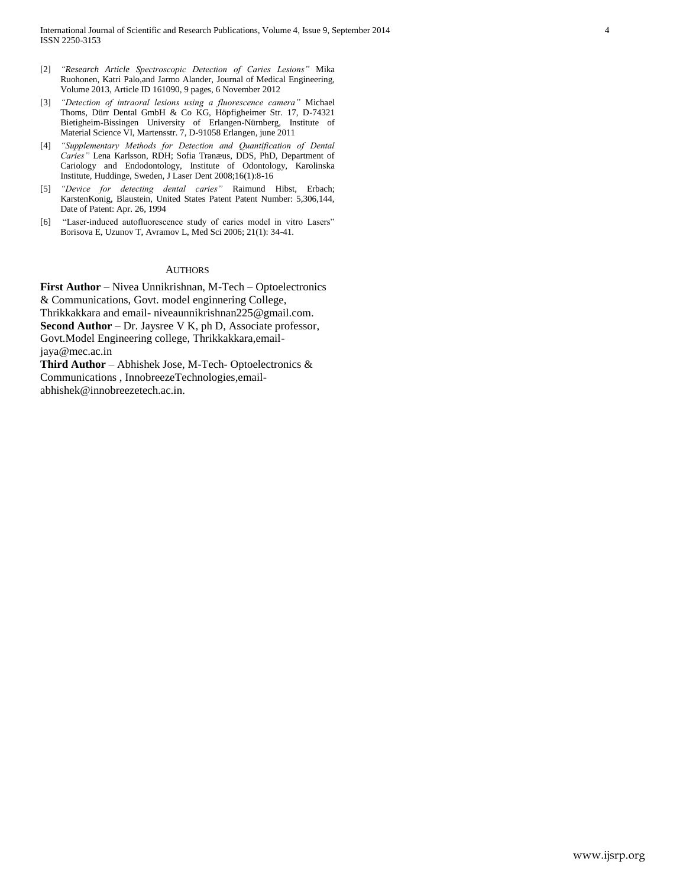[2] *"Research Article Spectroscopic Detection of Caries Lesions"* Mika Ruohonen, Katri Palo,and Jarmo Alander, Journal of Medical Engineering, Volume 2013, Article ID 161090, 9 pages, 6 November 2012

[3] *"Detection of intraoral lesions using a fluorescence camera"* Michael Thoms, Dürr Dental GmbH & Co KG, Höpfigheimer Str. 17, D-74321 Bietigheim-Bissingen University of Erlangen-Nürnberg, Institute of Material Science VI, Martensstr. 7, D-91058 Erlangen, june 2011

[4] *"Supplementary Methods for Detection and Quantification of Dental Caries"* Lena Karlsson, RDH; Sofia Tranæus, DDS, PhD, Department of Cariology and Endodontology, Institute of Odontology, Karolinska Institute, Huddinge, Sweden, J Laser Dent 2008;16(1):8-16

[5] *"Device for detecting dental caries"* Raimund Hibst, Erbach; KarstenKonig, Blaustein, United States Patent Patent Number: 5,306,144, Date of Patent: Apr. 26, 1994

[6] "Laser-induced autofluorescence study of caries model in vitro Lasers" Borisova E, Uzunov T, Avramov L, Med Sci 2006; 21(1): 34-41.

## AUTHORS

**First Author** – Nivea Unnikrishnan, M-Tech – Optoelectronics & Communications, Govt. model enginnering College, Thrikkakkara and email- niveaunnikrishnan225@gmail.com.

**Second Author** – Dr. Jaysree V K, ph D, Associate professor, Govt.Model Engineering college, Thrikkakkara,email- jaya@mec.ac.in

**Third Author** – Abhishek Jose, M-Tech- Optoelectronics & Communications , InnobreezeTechnologies,email- abhishek@innobreezetech.ac.in.